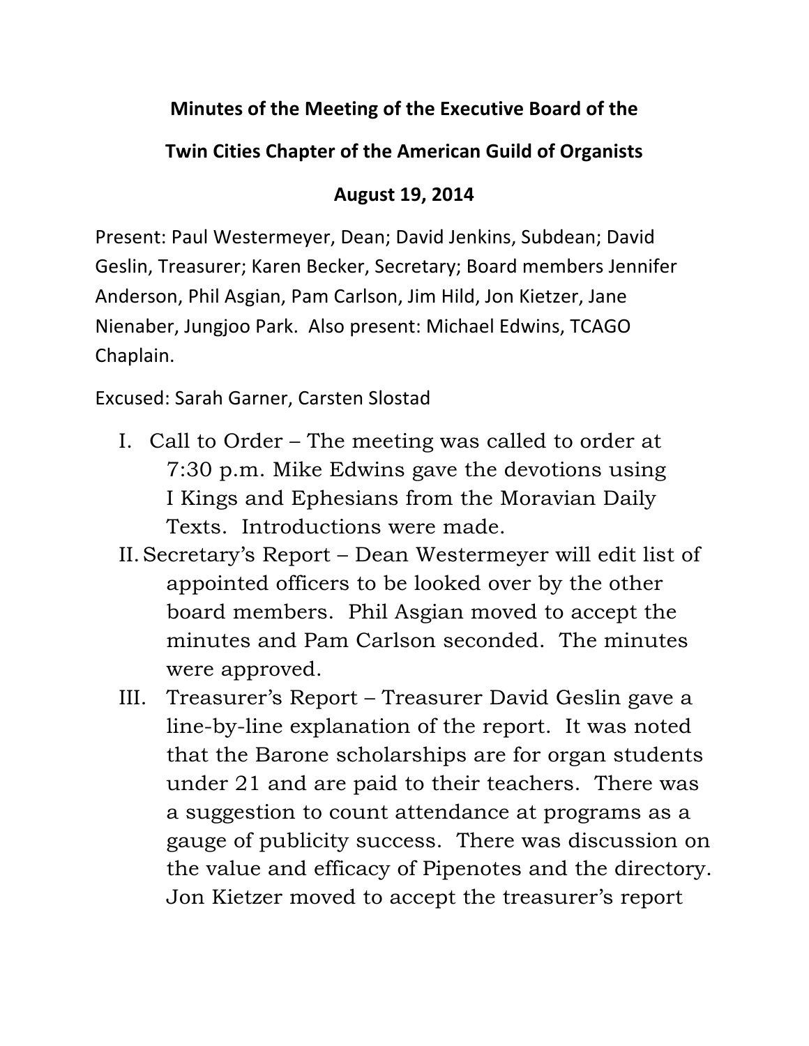**Minutes of the Meeting of the Executive Board of the**

**Twin Cities Chapter of the American Guild of Organists**

**August 19, 2014**

Present: Paul Westermeyer, Dean; David Jenkins, Subdean; David Geslin, Treasurer; Karen Becker, Secretary; Board members Jennifer Anderson, Phil Asgian, Pam Carlson, Jim Hild, Jon Kietzer, Jane Nienaber, Jungjoo Park. Also present: Michael Edwins, TCAGO Chaplain.

Excused: Sarah Garner, Carsten Slostad

I. Call to Order – The meeting was called to order at 7:30 p.m. Mike Edwins gave the devotions using I Kings and Ephesians from the Moravian Daily Texts. Introductions were made.

II. Secretary's Report – Dean Westermeyer will edit list of appointed officers to be looked over by the other board members. Phil Asgian moved to accept the minutes and Pam Carlson seconded. The minutes were approved.

III. Treasurer's Report – Treasurer David Geslin gave a line-by-line explanation of the report. It was noted that the Barone scholarships are for organ students under 21 and are paid to their teachers. There was a suggestion to count attendance at programs as a gauge of publicity success. There was discussion on the value and efficacy of Pipenotes and the directory. Jon Kietzer moved to accept the treasurer's report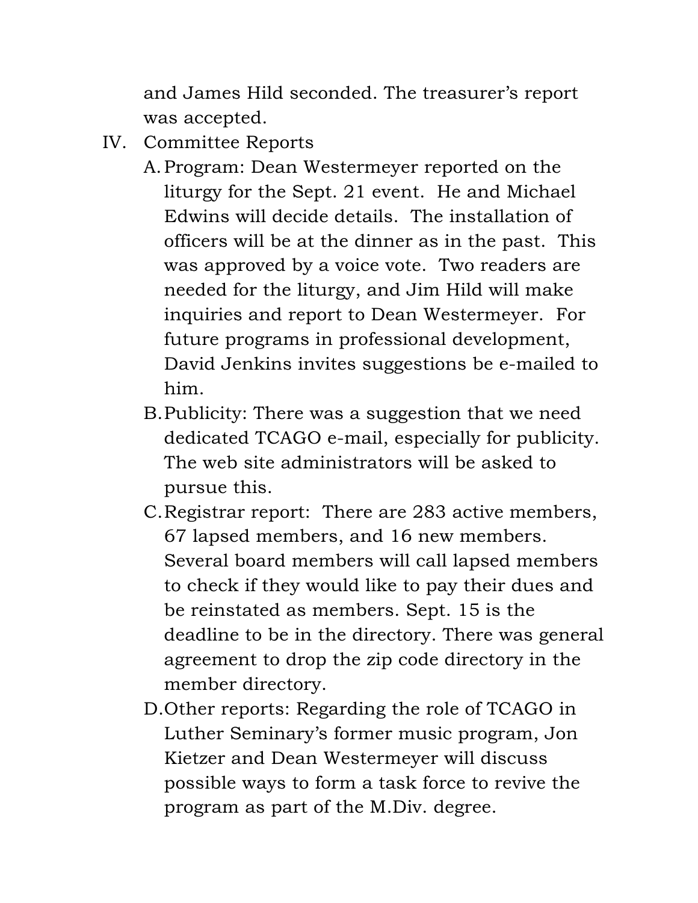and James Hild seconded. The treasurer's report was accepted.

IV. Committee Reports

   A. Program: Dean Westermeyer reported on the liturgy for the Sept. 21 event. He and Michael Edwins will decide details. The installation of officers will be at the dinner as in the past. This was approved by a voice vote. Two readers are needed for the liturgy, and Jim Hild will make inquiries and report to Dean Westermeyer. For future programs in professional development, David Jenkins invites suggestions be e-mailed to him.

   B. Publicity: There was a suggestion that we need dedicated TCAGO e-mail, especially for publicity. The web site administrators will be asked to pursue this.

   C. Registrar report: There are 283 active members, 67 lapsed members, and 16 new members. Several board members will call lapsed members to check if they would like to pay their dues and be reinstated as members. Sept. 15 is the deadline to be in the directory. There was general agreement to drop the zip code directory in the member directory.

   D. Other reports: Regarding the role of TCAGO in Luther Seminary's former music program, Jon Kietzer and Dean Westermeyer will discuss possible ways to form a task force to revive the program as part of the M.Div. degree.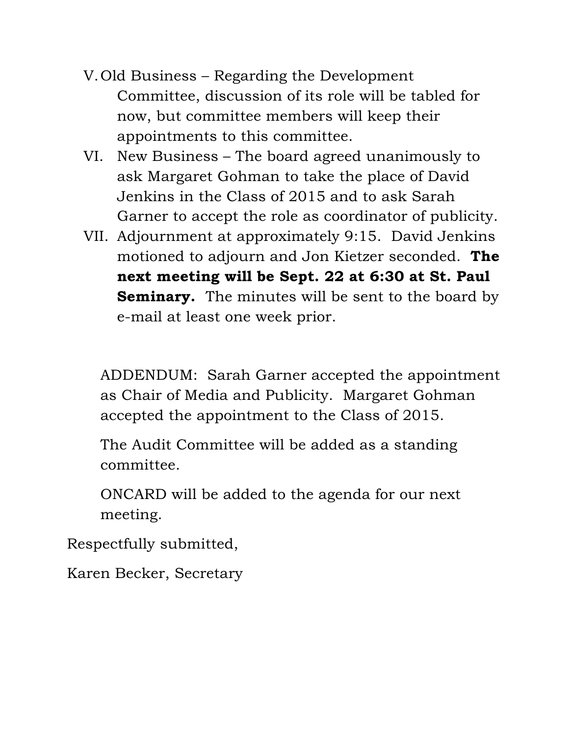V. Old Business – Regarding the Development Committee, discussion of its role will be tabled for now, but committee members will keep their appointments to this committee.

VI. New Business – The board agreed unanimously to ask Margaret Gohman to take the place of David Jenkins in the Class of 2015 and to ask Sarah Garner to accept the role as coordinator of publicity.

VII. Adjournment at approximately 9:15. David Jenkins motioned to adjourn and Jon Kietzer seconded. **The next meeting will be Sept. 22 at 6:30 at St. Paul Seminary.** The minutes will be sent to the board by e-mail at least one week prior.

ADDENDUM: Sarah Garner accepted the appointment as Chair of Media and Publicity. Margaret Gohman accepted the appointment to the Class of 2015.

The Audit Committee will be added as a standing committee.

ONCARD will be added to the agenda for our next meeting.

Respectfully submitted,

Karen Becker, Secretary